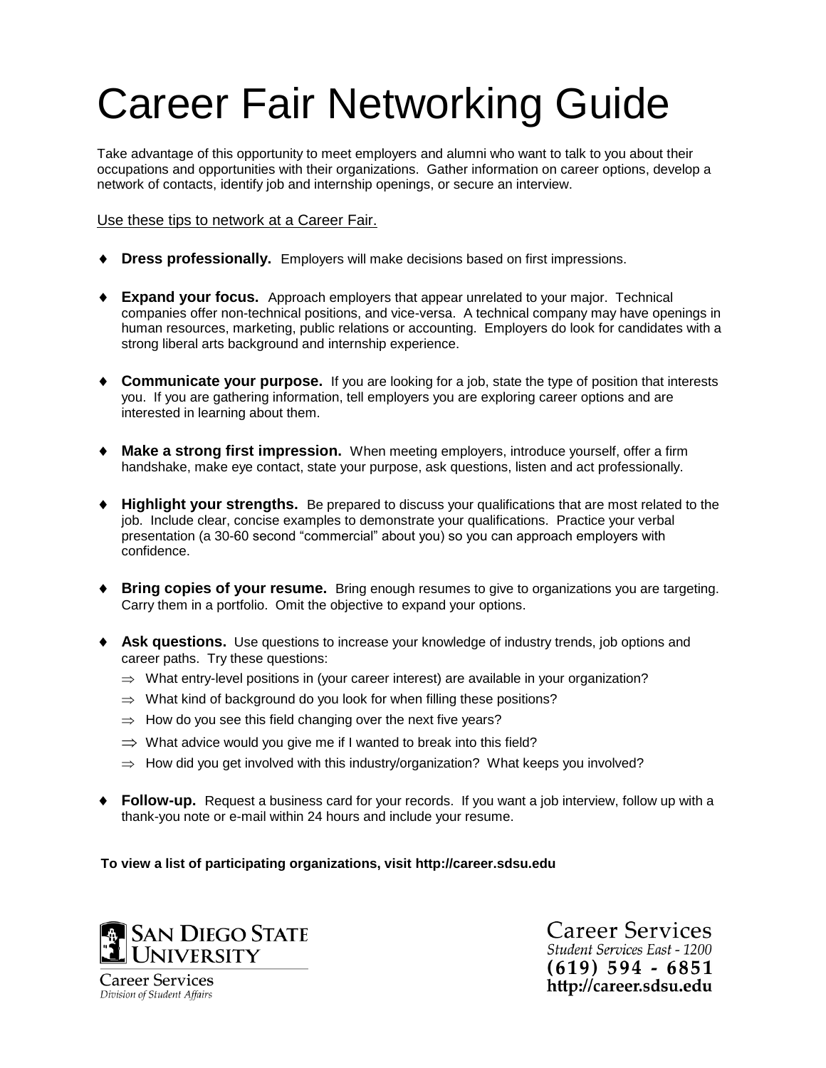# Career Fair Networking Guide

Take advantage of this opportunity to meet employers and alumni who want to talk to you about their occupations and opportunities with their organizations. Gather information on career options, develop a network of contacts, identify job and internship openings, or secure an interview.

Use these tips to network at a Career Fair.

- **Dress professionally.** Employers will make decisions based on first impressions.
- **Expand your focus.** Approach employers that appear unrelated to your major. Technical companies offer non-technical positions, and vice-versa. A technical company may have openings in human resources, marketing, public relations or accounting. Employers do look for candidates with a strong liberal arts background and internship experience.
- **Communicate your purpose.** If you are looking for a job, state the type of position that interests you. If you are gathering information, tell employers you are exploring career options and are interested in learning about them.
- **Make a strong first impression.** When meeting employers, introduce yourself, offer a firm handshake, make eye contact, state your purpose, ask questions, listen and act professionally.
- **Highlight your strengths.** Be prepared to discuss your qualifications that are most related to the job. Include clear, concise examples to demonstrate your qualifications. Practice your verbal presentation (a 30-60 second "commercial" about you) so you can approach employers with confidence.
- **Bring copies of your resume.** Bring enough resumes to give to organizations you are targeting. Carry them in a portfolio. Omit the objective to expand your options.
- **Ask questions.** Use questions to increase your knowledge of industry trends, job options and career paths. Try these questions:
  - What entry-level positions in (your career interest) are available in your organization?
  - What kind of background do you look for when filling these positions?
  - How do you see this field changing over the next five years?
  - What advice would you give me if I wanted to break into this field?
  - How did you get involved with this industry/organization? What keeps you involved?
- **Follow-up.** Request a business card for your records. If you want a job interview, follow up with a thank-you note or e-mail within 24 hours and include your resume.

**To view a list of participating organizations, visit http://career.sdsu.edu**

San Diego State University
Career Services
*Division of Student Affairs*

Career Services
*Student Services East - 1200*
**(619) 594 - 6851**
**http://career.sdsu.edu**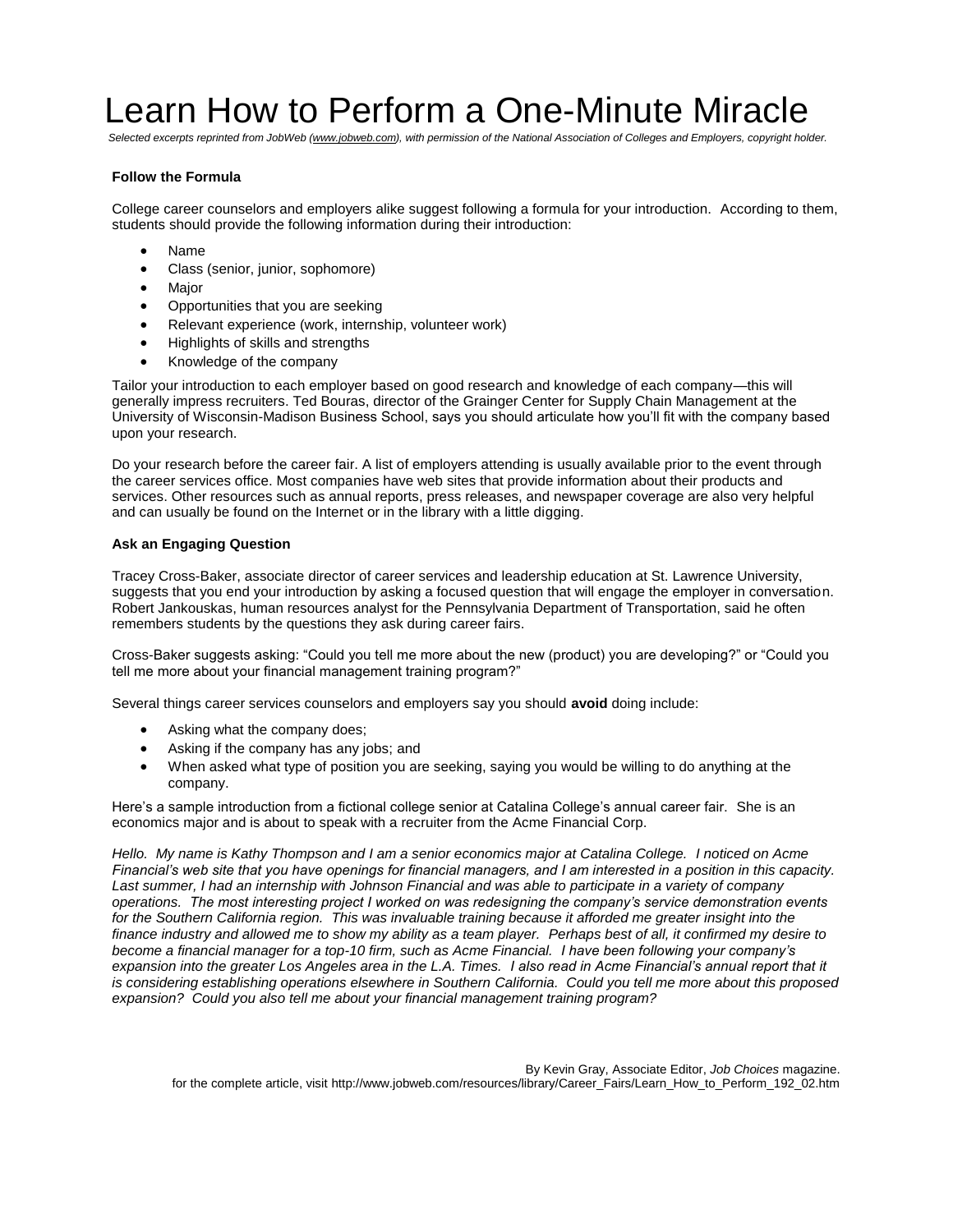# Learn How to Perform a One-Minute Miracle

*Selected excerpts reprinted from JobWeb (www.jobweb.com), with permission of the National Association of Colleges and Employers, copyright holder.*

**Follow the Formula**

College career counselors and employers alike suggest following a formula for your introduction. According to them, students should provide the following information during their introduction:

- Name
- Class (senior, junior, sophomore)
- Major
- Opportunities that you are seeking
- Relevant experience (work, internship, volunteer work)
- Highlights of skills and strengths
- Knowledge of the company

Tailor your introduction to each employer based on good research and knowledge of each company—this will generally impress recruiters. Ted Bouras, director of the Grainger Center for Supply Chain Management at the University of Wisconsin-Madison Business School, says you should articulate how you'll fit with the company based upon your research.

Do your research before the career fair. A list of employers attending is usually available prior to the event through the career services office. Most companies have web sites that provide information about their products and services. Other resources such as annual reports, press releases, and newspaper coverage are also very helpful and can usually be found on the Internet or in the library with a little digging.

**Ask an Engaging Question**

Tracey Cross-Baker, associate director of career services and leadership education at St. Lawrence University, suggests that you end your introduction by asking a focused question that will engage the employer in conversation. Robert Jankouskas, human resources analyst for the Pennsylvania Department of Transportation, said he often remembers students by the questions they ask during career fairs.

Cross-Baker suggests asking: "Could you tell me more about the new (product) you are developing?" or "Could you tell me more about your financial management training program?"

Several things career services counselors and employers say you should **avoid** doing include:

- Asking what the company does;
- Asking if the company has any jobs; and
- When asked what type of position you are seeking, saying you would be willing to do anything at the company.

Here's a sample introduction from a fictional college senior at Catalina College's annual career fair. She is an economics major and is about to speak with a recruiter from the Acme Financial Corp.

*Hello. My name is Kathy Thompson and I am a senior economics major at Catalina College. I noticed on Acme Financial's web site that you have openings for financial managers, and I am interested in a position in this capacity. Last summer, I had an internship with Johnson Financial and was able to participate in a variety of company operations. The most interesting project I worked on was redesigning the company's service demonstration events for the Southern California region. This was invaluable training because it afforded me greater insight into the finance industry and allowed me to show my ability as a team player. Perhaps best of all, it confirmed my desire to become a financial manager for a top-10 firm, such as Acme Financial. I have been following your company's expansion into the greater Los Angeles area in the L.A. Times. I also read in Acme Financial's annual report that it is considering establishing operations elsewhere in Southern California. Could you tell me more about this proposed expansion? Could you also tell me about your financial management training program?*

By Kevin Gray, Associate Editor, *Job Choices* magazine.
for the complete article, visit http://www.jobweb.com/resources/library/Career_Fairs/Learn_How_to_Perform_192_02.htm